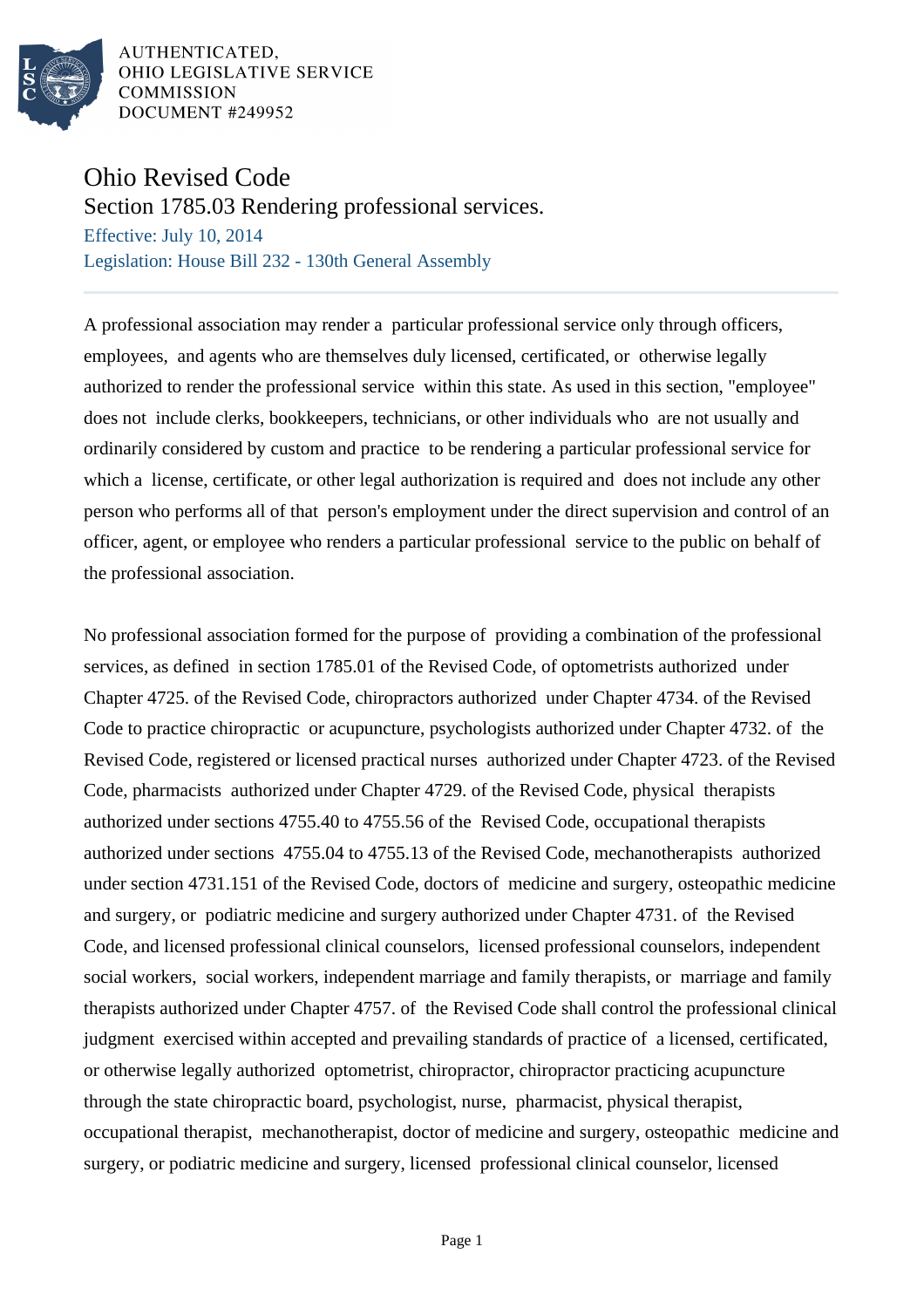AUTHENTICATED,
OHIO LEGISLATIVE SERVICE
COMMISSION
DOCUMENT #249952

# Ohio Revised Code

## Section 1785.03 Rendering professional services.

Effective: July 10, 2014

Legislation: House Bill 232 - 130th General Assembly

A professional association may render a particular professional service only through officers, employees, and agents who are themselves duly licensed, certificated, or otherwise legally authorized to render the professional service within this state. As used in this section, "employee" does not include clerks, bookkeepers, technicians, or other individuals who are not usually and ordinarily considered by custom and practice to be rendering a particular professional service for which a license, certificate, or other legal authorization is required and does not include any other person who performs all of that person's employment under the direct supervision and control of an officer, agent, or employee who renders a particular professional service to the public on behalf of the professional association.

No professional association formed for the purpose of providing a combination of the professional services, as defined in section 1785.01 of the Revised Code, of optometrists authorized under Chapter 4725. of the Revised Code, chiropractors authorized under Chapter 4734. of the Revised Code to practice chiropractic or acupuncture, psychologists authorized under Chapter 4732. of the Revised Code, registered or licensed practical nurses authorized under Chapter 4723. of the Revised Code, pharmacists authorized under Chapter 4729. of the Revised Code, physical therapists authorized under sections 4755.40 to 4755.56 of the Revised Code, occupational therapists authorized under sections 4755.04 to 4755.13 of the Revised Code, mechanotherapists authorized under section 4731.151 of the Revised Code, doctors of medicine and surgery, osteopathic medicine and surgery, or podiatric medicine and surgery authorized under Chapter 4731. of the Revised Code, and licensed professional clinical counselors, licensed professional counselors, independent social workers, social workers, independent marriage and family therapists, or marriage and family therapists authorized under Chapter 4757. of the Revised Code shall control the professional clinical judgment exercised within accepted and prevailing standards of practice of a licensed, certificated, or otherwise legally authorized optometrist, chiropractor, chiropractor practicing acupuncture through the state chiropractic board, psychologist, nurse, pharmacist, physical therapist, occupational therapist, mechanotherapist, doctor of medicine and surgery, osteopathic medicine and surgery, or podiatric medicine and surgery, licensed professional clinical counselor, licensed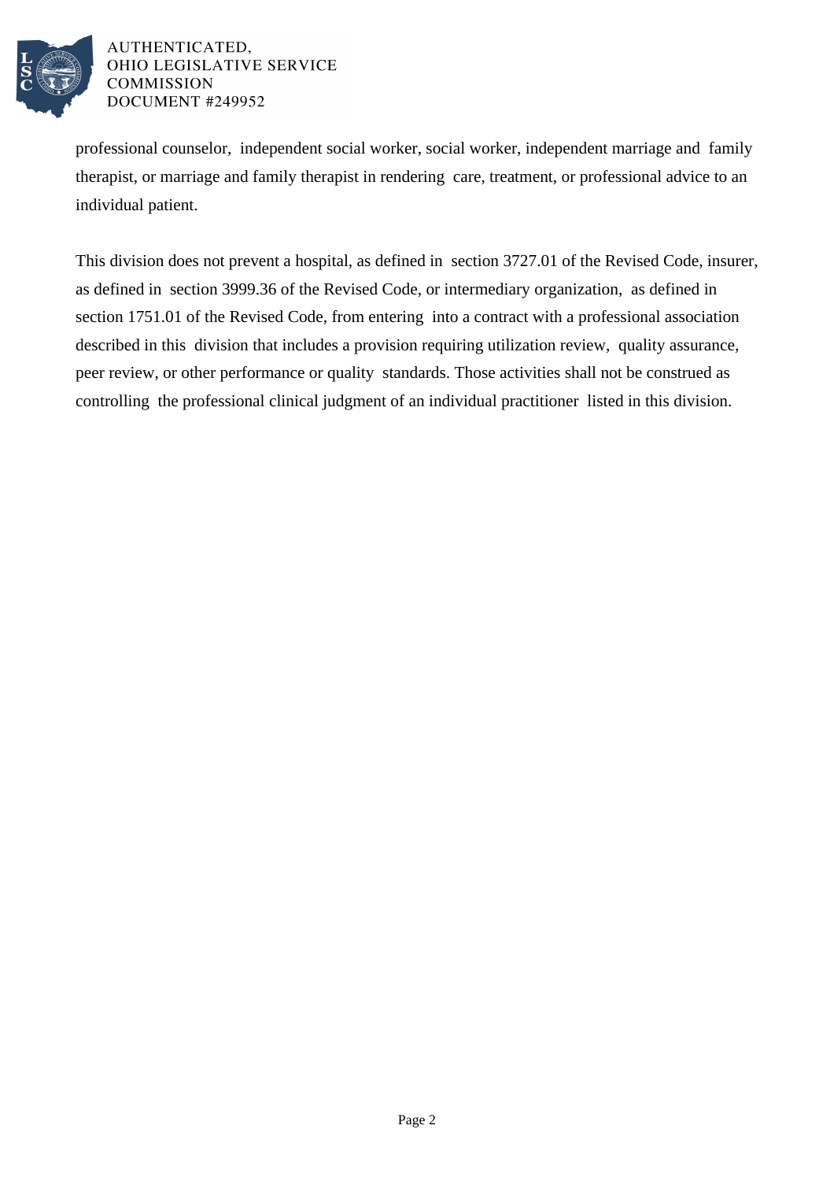professional counselor, independent social worker, social worker, independent marriage and family therapist, or marriage and family therapist in rendering care, treatment, or professional advice to an individual patient.

This division does not prevent a hospital, as defined in section 3727.01 of the Revised Code, insurer, as defined in section 3999.36 of the Revised Code, or intermediary organization, as defined in section 1751.01 of the Revised Code, from entering into a contract with a professional association described in this division that includes a provision requiring utilization review, quality assurance, peer review, or other performance or quality standards. Those activities shall not be construed as controlling the professional clinical judgment of an individual practitioner listed in this division.